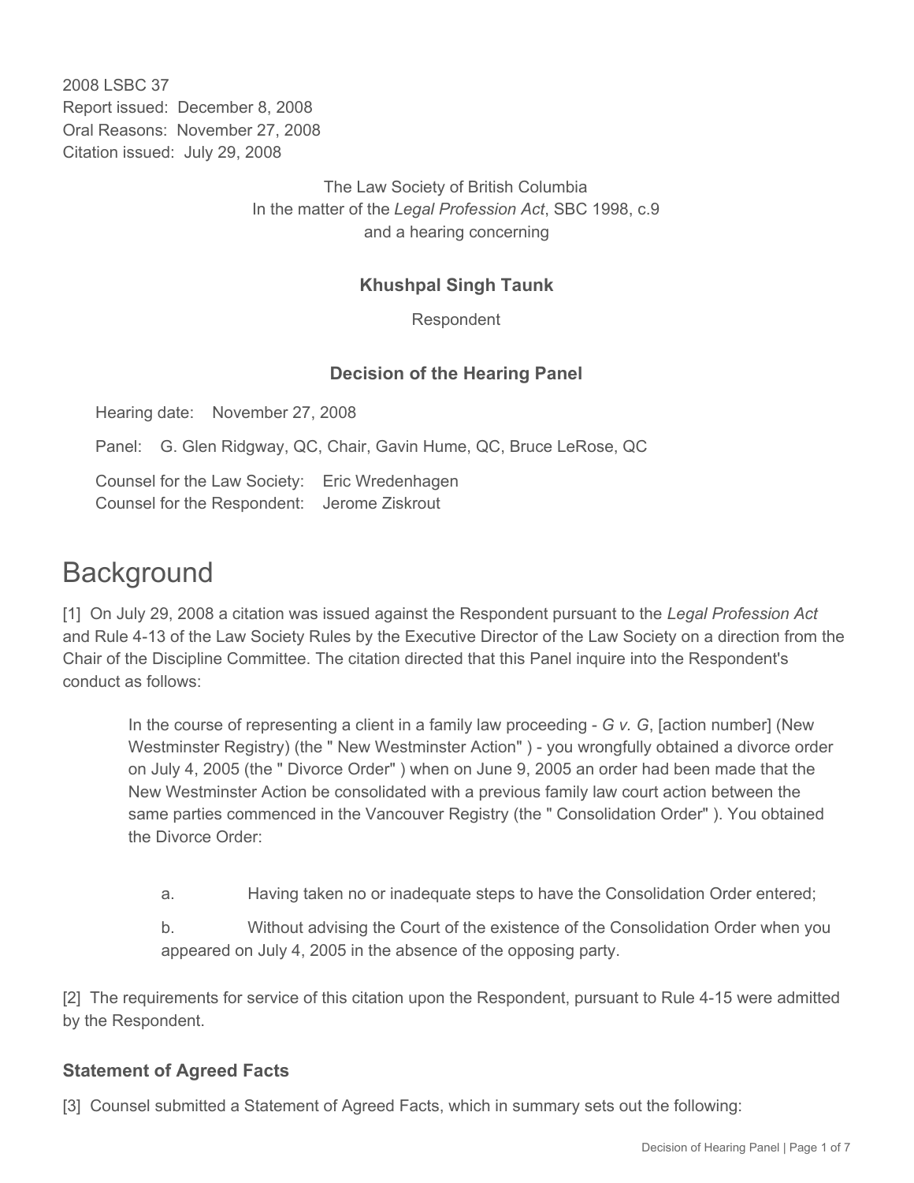2008 LSBC 37
Report issued: December 8, 2008
Oral Reasons: November 27, 2008
Citation issued: July 29, 2008

The Law Society of British Columbia
In the matter of the *Legal Profession Act*, SBC 1998, c.9
and a hearing concerning

**Khushpal Singh Taunk**

Respondent

**Decision of the Hearing Panel**

Hearing date: November 27, 2008

Panel: G. Glen Ridgway, QC, Chair, Gavin Hume, QC, Bruce LeRose, QC

Counsel for the Law Society: Eric Wredenhagen
Counsel for the Respondent: Jerome Ziskrout

# Background

[1] On July 29, 2008 a citation was issued against the Respondent pursuant to the *Legal Profession Act* and Rule 4-13 of the Law Society Rules by the Executive Director of the Law Society on a direction from the Chair of the Discipline Committee. The citation directed that this Panel inquire into the Respondent's conduct as follows:

> In the course of representing a client in a family law proceeding - *G v. G*, [action number] (New Westminster Registry) (the " New Westminster Action" ) - you wrongfully obtained a divorce order on July 4, 2005 (the " Divorce Order" ) when on June 9, 2005 an order had been made that the New Westminster Action be consolidated with a previous family law court action between the same parties commenced in the Vancouver Registry (the " Consolidation Order" ). You obtained the Divorce Order:
>
> a. Having taken no or inadequate steps to have the Consolidation Order entered;
>
> b. Without advising the Court of the existence of the Consolidation Order when you appeared on July 4, 2005 in the absence of the opposing party.

[2] The requirements for service of this citation upon the Respondent, pursuant to Rule 4-15 were admitted by the Respondent.

## Statement of Agreed Facts

[3] Counsel submitted a Statement of Agreed Facts, which in summary sets out the following: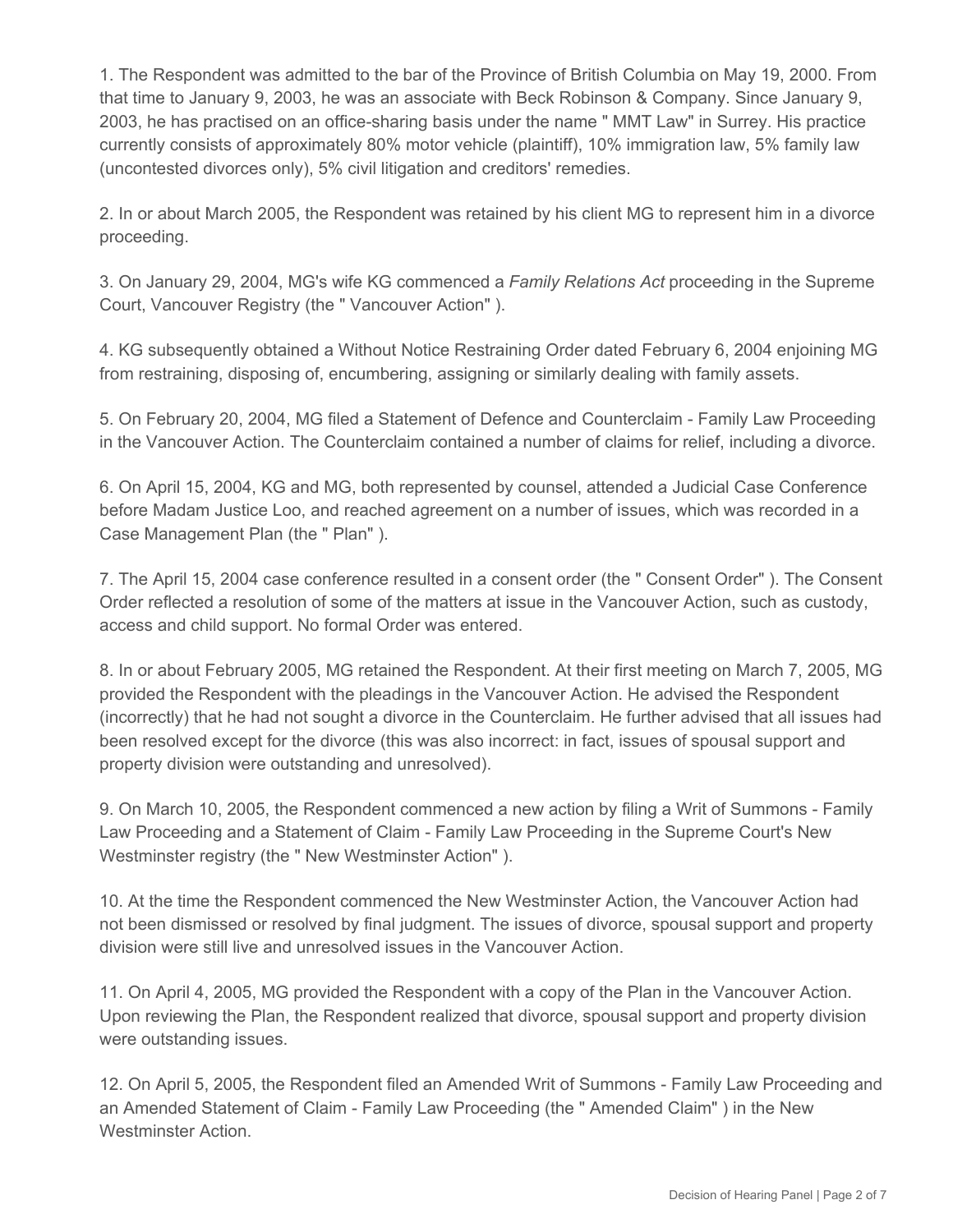1. The Respondent was admitted to the bar of the Province of British Columbia on May 19, 2000. From that time to January 9, 2003, he was an associate with Beck Robinson & Company. Since January 9, 2003, he has practised on an office-sharing basis under the name " MMT Law" in Surrey. His practice currently consists of approximately 80% motor vehicle (plaintiff), 10% immigration law, 5% family law (uncontested divorces only), 5% civil litigation and creditors' remedies.

2. In or about March 2005, the Respondent was retained by his client MG to represent him in a divorce proceeding.

3. On January 29, 2004, MG's wife KG commenced a *Family Relations Act* proceeding in the Supreme Court, Vancouver Registry (the " Vancouver Action" ).

4. KG subsequently obtained a Without Notice Restraining Order dated February 6, 2004 enjoining MG from restraining, disposing of, encumbering, assigning or similarly dealing with family assets.

5. On February 20, 2004, MG filed a Statement of Defence and Counterclaim - Family Law Proceeding in the Vancouver Action. The Counterclaim contained a number of claims for relief, including a divorce.

6. On April 15, 2004, KG and MG, both represented by counsel, attended a Judicial Case Conference before Madam Justice Loo, and reached agreement on a number of issues, which was recorded in a Case Management Plan (the " Plan" ).

7. The April 15, 2004 case conference resulted in a consent order (the " Consent Order" ). The Consent Order reflected a resolution of some of the matters at issue in the Vancouver Action, such as custody, access and child support. No formal Order was entered.

8. In or about February 2005, MG retained the Respondent. At their first meeting on March 7, 2005, MG provided the Respondent with the pleadings in the Vancouver Action. He advised the Respondent (incorrectly) that he had not sought a divorce in the Counterclaim. He further advised that all issues had been resolved except for the divorce (this was also incorrect: in fact, issues of spousal support and property division were outstanding and unresolved).

9. On March 10, 2005, the Respondent commenced a new action by filing a Writ of Summons - Family Law Proceeding and a Statement of Claim - Family Law Proceeding in the Supreme Court's New Westminster registry (the " New Westminster Action" ).

10. At the time the Respondent commenced the New Westminster Action, the Vancouver Action had not been dismissed or resolved by final judgment. The issues of divorce, spousal support and property division were still live and unresolved issues in the Vancouver Action.

11. On April 4, 2005, MG provided the Respondent with a copy of the Plan in the Vancouver Action. Upon reviewing the Plan, the Respondent realized that divorce, spousal support and property division were outstanding issues.

12. On April 5, 2005, the Respondent filed an Amended Writ of Summons - Family Law Proceeding and an Amended Statement of Claim - Family Law Proceeding (the " Amended Claim" ) in the New Westminster Action.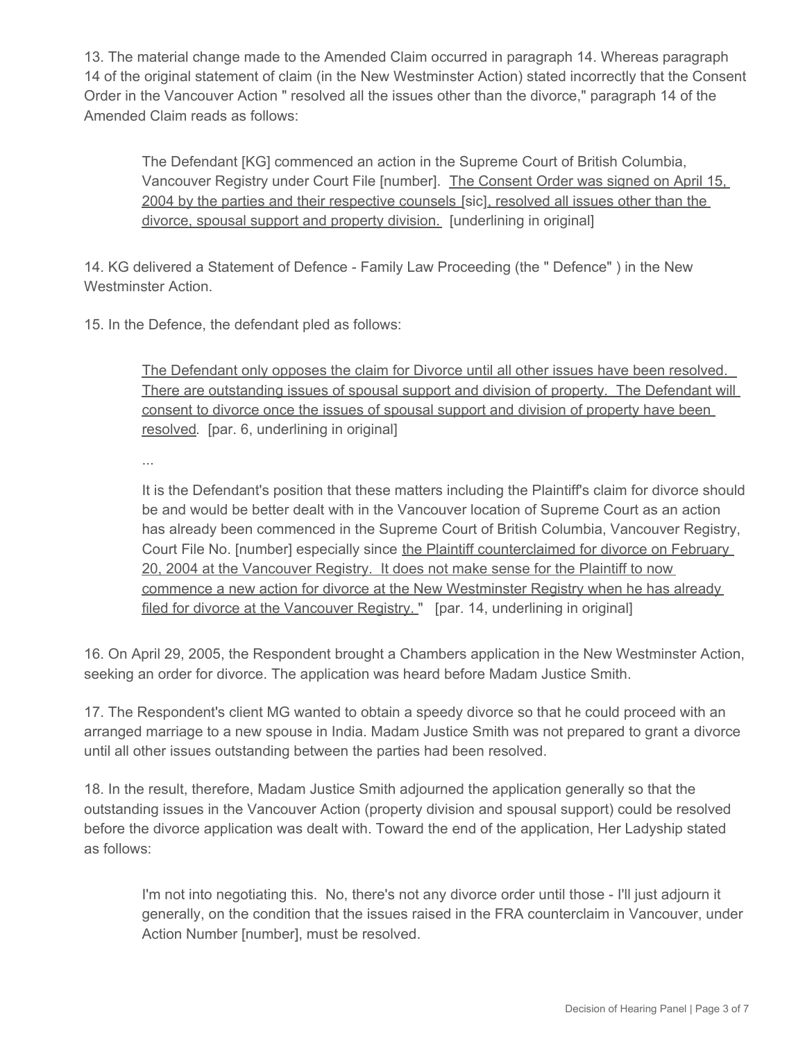13. The material change made to the Amended Claim occurred in paragraph 14. Whereas paragraph 14 of the original statement of claim (in the New Westminster Action) stated incorrectly that the Consent Order in the Vancouver Action " resolved all the issues other than the divorce," paragraph 14 of the Amended Claim reads as follows:

> The Defendant [KG] commenced an action in the Supreme Court of British Columbia, Vancouver Registry under Court File [number]. <u>The Consent Order was signed on April 15, 2004 by the parties and their respective counsels</u> [sic]<u>, resolved all issues other than the divorce, spousal support and property division.</u> [underlining in original]

14. KG delivered a Statement of Defence - Family Law Proceeding (the " Defence" ) in the New Westminster Action.

15. In the Defence, the defendant pled as follows:

> <u>The Defendant only opposes the claim for Divorce until all other issues have been resolved. There are outstanding issues of spousal support and division of property. The Defendant will consent to divorce once the issues of spousal support and division of property have been resolved</u>. [par. 6, underlining in original]
>
> ...
>
> It is the Defendant's position that these matters including the Plaintiff's claim for divorce should be and would be better dealt with in the Vancouver location of Supreme Court as an action has already been commenced in the Supreme Court of British Columbia, Vancouver Registry, Court File No. [number] especially since <u>the Plaintiff counterclaimed for divorce on February 20, 2004 at the Vancouver Registry. It does not make sense for the Plaintiff to now commence a new action for divorce at the New Westminster Registry when he has already filed for divorce at the Vancouver Registry.</u> " [par. 14, underlining in original]

16. On April 29, 2005, the Respondent brought a Chambers application in the New Westminster Action, seeking an order for divorce. The application was heard before Madam Justice Smith.

17. The Respondent's client MG wanted to obtain a speedy divorce so that he could proceed with an arranged marriage to a new spouse in India. Madam Justice Smith was not prepared to grant a divorce until all other issues outstanding between the parties had been resolved.

18. In the result, therefore, Madam Justice Smith adjourned the application generally so that the outstanding issues in the Vancouver Action (property division and spousal support) could be resolved before the divorce application was dealt with. Toward the end of the application, Her Ladyship stated as follows:

> I'm not into negotiating this. No, there's not any divorce order until those - I'll just adjourn it generally, on the condition that the issues raised in the FRA counterclaim in Vancouver, under Action Number [number], must be resolved.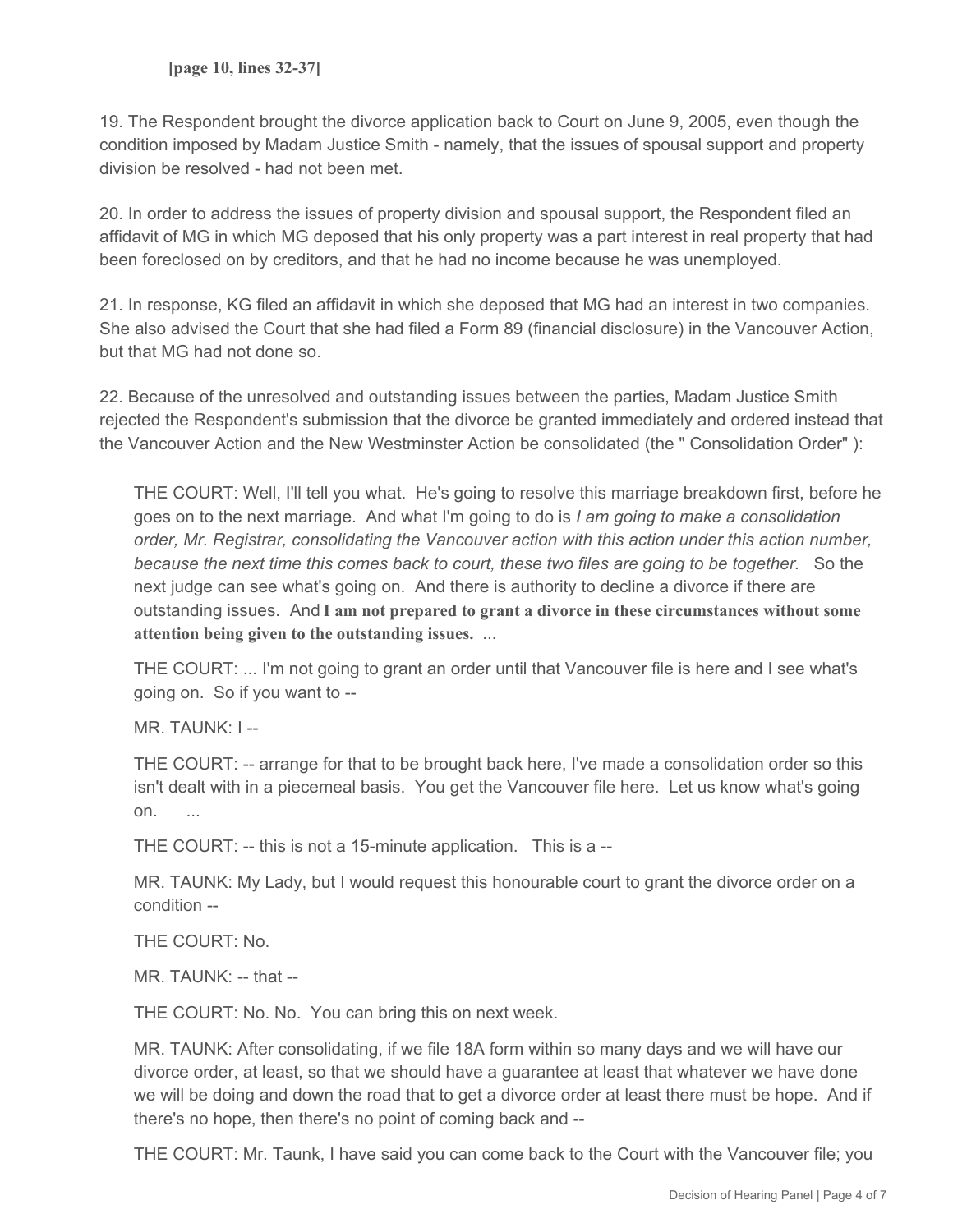**[page 10, lines 32-37]**

19. The Respondent brought the divorce application back to Court on June 9, 2005, even though the condition imposed by Madam Justice Smith - namely, that the issues of spousal support and property division be resolved - had not been met.

20. In order to address the issues of property division and spousal support, the Respondent filed an affidavit of MG in which MG deposed that his only property was a part interest in real property that had been foreclosed on by creditors, and that he had no income because he was unemployed.

21. In response, KG filed an affidavit in which she deposed that MG had an interest in two companies. She also advised the Court that she had filed a Form 89 (financial disclosure) in the Vancouver Action, but that MG had not done so.

22. Because of the unresolved and outstanding issues between the parties, Madam Justice Smith rejected the Respondent's submission that the divorce be granted immediately and ordered instead that the Vancouver Action and the New Westminster Action be consolidated (the " Consolidation Order" ):

> THE COURT: Well, I'll tell you what. He's going to resolve this marriage breakdown first, before he goes on to the next marriage. And what I'm going to do is *I am going to make a consolidation order, Mr. Registrar, consolidating the Vancouver action with this action under this action number, because the next time this comes back to court, these two files are going to be together.* So the next judge can see what's going on. And there is authority to decline a divorce if there are outstanding issues. And **I am not prepared to grant a divorce in these circumstances without some attention being given to the outstanding issues.** ...
>
> THE COURT: ... I'm not going to grant an order until that Vancouver file is here and I see what's going on. So if you want to --
>
> MR. TAUNK: I --
>
> THE COURT: -- arrange for that to be brought back here, I've made a consolidation order so this isn't dealt with in a piecemeal basis. You get the Vancouver file here. Let us know what's going on. ...
>
> THE COURT: -- this is not a 15-minute application. This is a --
>
> MR. TAUNK: My Lady, but I would request this honourable court to grant the divorce order on a condition --
>
> THE COURT: No.
>
> MR. TAUNK: -- that --
>
> THE COURT: No. No. You can bring this on next week.
>
> MR. TAUNK: After consolidating, if we file 18A form within so many days and we will have our divorce order, at least, so that we should have a guarantee at least that whatever we have done we will be doing and down the road that to get a divorce order at least there must be hope. And if there's no hope, then there's no point of coming back and --
>
> THE COURT: Mr. Taunk, I have said you can come back to the Court with the Vancouver file; you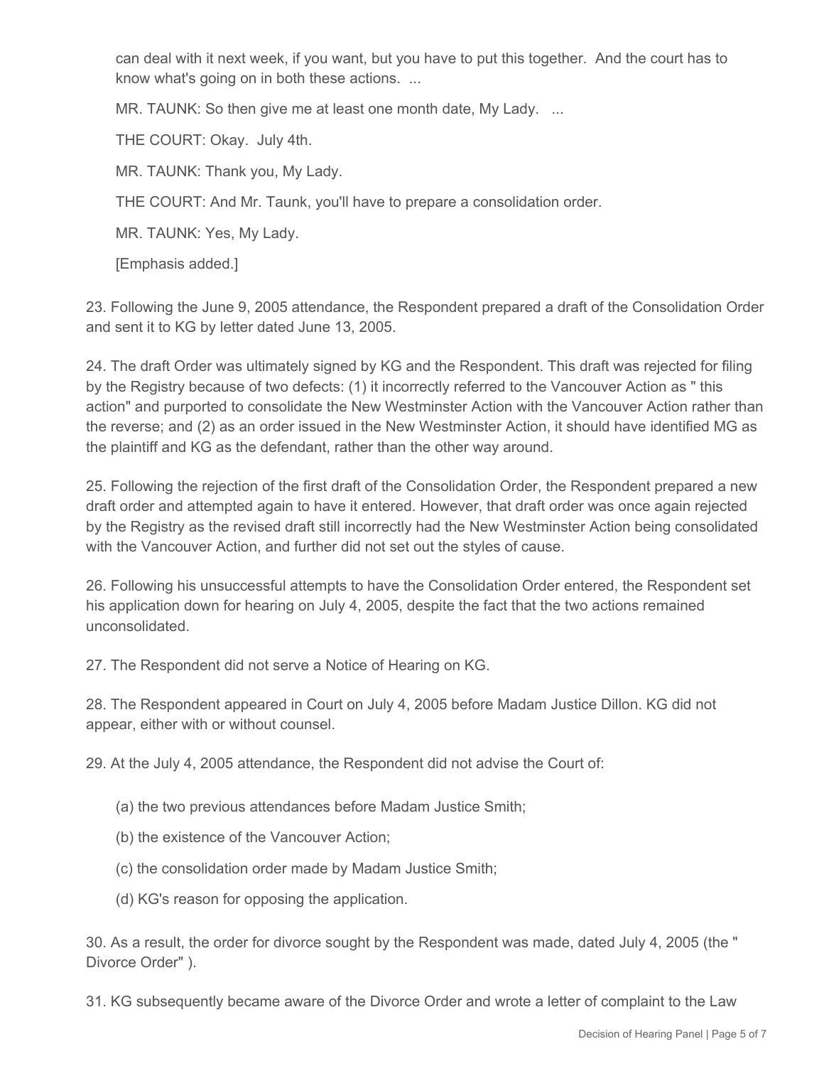> can deal with it next week, if you want, but you have to put this together. And the court has to know what's going on in both these actions. ...
>
> MR. TAUNK: So then give me at least one month date, My Lady. ...
>
> THE COURT: Okay. July 4th.
>
> MR. TAUNK: Thank you, My Lady.
>
> THE COURT: And Mr. Taunk, you'll have to prepare a consolidation order.
>
> MR. TAUNK: Yes, My Lady.
>
> [Emphasis added.]

23. Following the June 9, 2005 attendance, the Respondent prepared a draft of the Consolidation Order and sent it to KG by letter dated June 13, 2005.

24. The draft Order was ultimately signed by KG and the Respondent. This draft was rejected for filing by the Registry because of two defects: (1) it incorrectly referred to the Vancouver Action as " this action" and purported to consolidate the New Westminster Action with the Vancouver Action rather than the reverse; and (2) as an order issued in the New Westminster Action, it should have identified MG as the plaintiff and KG as the defendant, rather than the other way around.

25. Following the rejection of the first draft of the Consolidation Order, the Respondent prepared a new draft order and attempted again to have it entered. However, that draft order was once again rejected by the Registry as the revised draft still incorrectly had the New Westminster Action being consolidated with the Vancouver Action, and further did not set out the styles of cause.

26. Following his unsuccessful attempts to have the Consolidation Order entered, the Respondent set his application down for hearing on July 4, 2005, despite the fact that the two actions remained unconsolidated.

27. The Respondent did not serve a Notice of Hearing on KG.

28. The Respondent appeared in Court on July 4, 2005 before Madam Justice Dillon. KG did not appear, either with or without counsel.

29. At the July 4, 2005 attendance, the Respondent did not advise the Court of:

> (a) the two previous attendances before Madam Justice Smith;
>
> (b) the existence of the Vancouver Action;
>
> (c) the consolidation order made by Madam Justice Smith;
>
> (d) KG's reason for opposing the application.

30. As a result, the order for divorce sought by the Respondent was made, dated July 4, 2005 (the " Divorce Order" ).

31. KG subsequently became aware of the Divorce Order and wrote a letter of complaint to the Law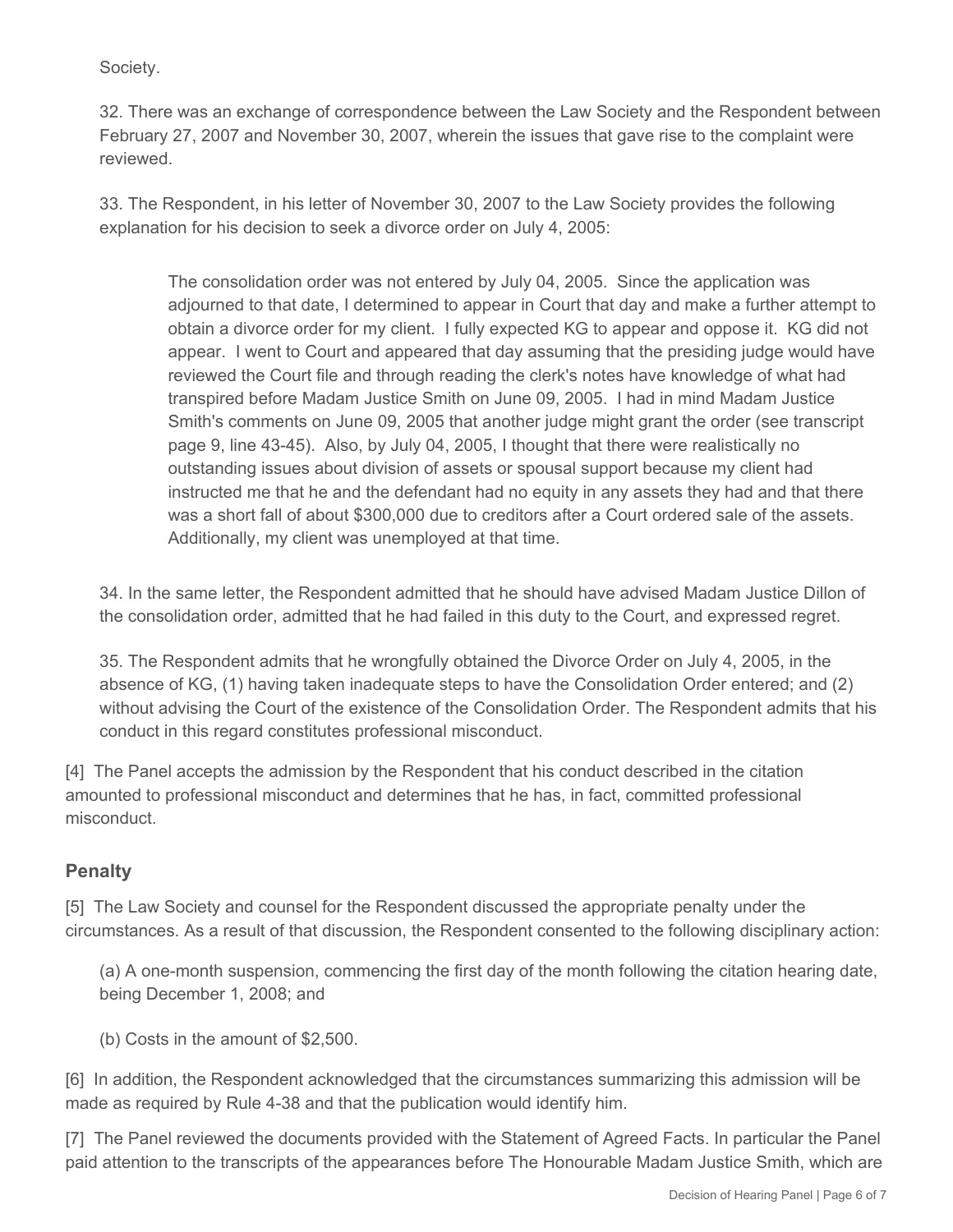Society.

32. There was an exchange of correspondence between the Law Society and the Respondent between February 27, 2007 and November 30, 2007, wherein the issues that gave rise to the complaint were reviewed.

33. The Respondent, in his letter of November 30, 2007 to the Law Society provides the following explanation for his decision to seek a divorce order on July 4, 2005:

> The consolidation order was not entered by July 04, 2005. Since the application was adjourned to that date, I determined to appear in Court that day and make a further attempt to obtain a divorce order for my client. I fully expected KG to appear and oppose it. KG did not appear. I went to Court and appeared that day assuming that the presiding judge would have reviewed the Court file and through reading the clerk's notes have knowledge of what had transpired before Madam Justice Smith on June 09, 2005. I had in mind Madam Justice Smith's comments on June 09, 2005 that another judge might grant the order (see transcript page 9, line 43-45). Also, by July 04, 2005, I thought that there were realistically no outstanding issues about division of assets or spousal support because my client had instructed me that he and the defendant had no equity in any assets they had and that there was a short fall of about $300,000 due to creditors after a Court ordered sale of the assets. Additionally, my client was unemployed at that time.

34. In the same letter, the Respondent admitted that he should have advised Madam Justice Dillon of the consolidation order, admitted that he had failed in this duty to the Court, and expressed regret.

35. The Respondent admits that he wrongfully obtained the Divorce Order on July 4, 2005, in the absence of KG, (1) having taken inadequate steps to have the Consolidation Order entered; and (2) without advising the Court of the existence of the Consolidation Order. The Respondent admits that his conduct in this regard constitutes professional misconduct.

[4] The Panel accepts the admission by the Respondent that his conduct described in the citation amounted to professional misconduct and determines that he has, in fact, committed professional misconduct.

## Penalty

[5] The Law Society and counsel for the Respondent discussed the appropriate penalty under the circumstances. As a result of that discussion, the Respondent consented to the following disciplinary action:

(a) A one-month suspension, commencing the first day of the month following the citation hearing date, being December 1, 2008; and

(b) Costs in the amount of $2,500.

[6] In addition, the Respondent acknowledged that the circumstances summarizing this admission will be made as required by Rule 4-38 and that the publication would identify him.

[7] The Panel reviewed the documents provided with the Statement of Agreed Facts. In particular the Panel paid attention to the transcripts of the appearances before The Honourable Madam Justice Smith, which are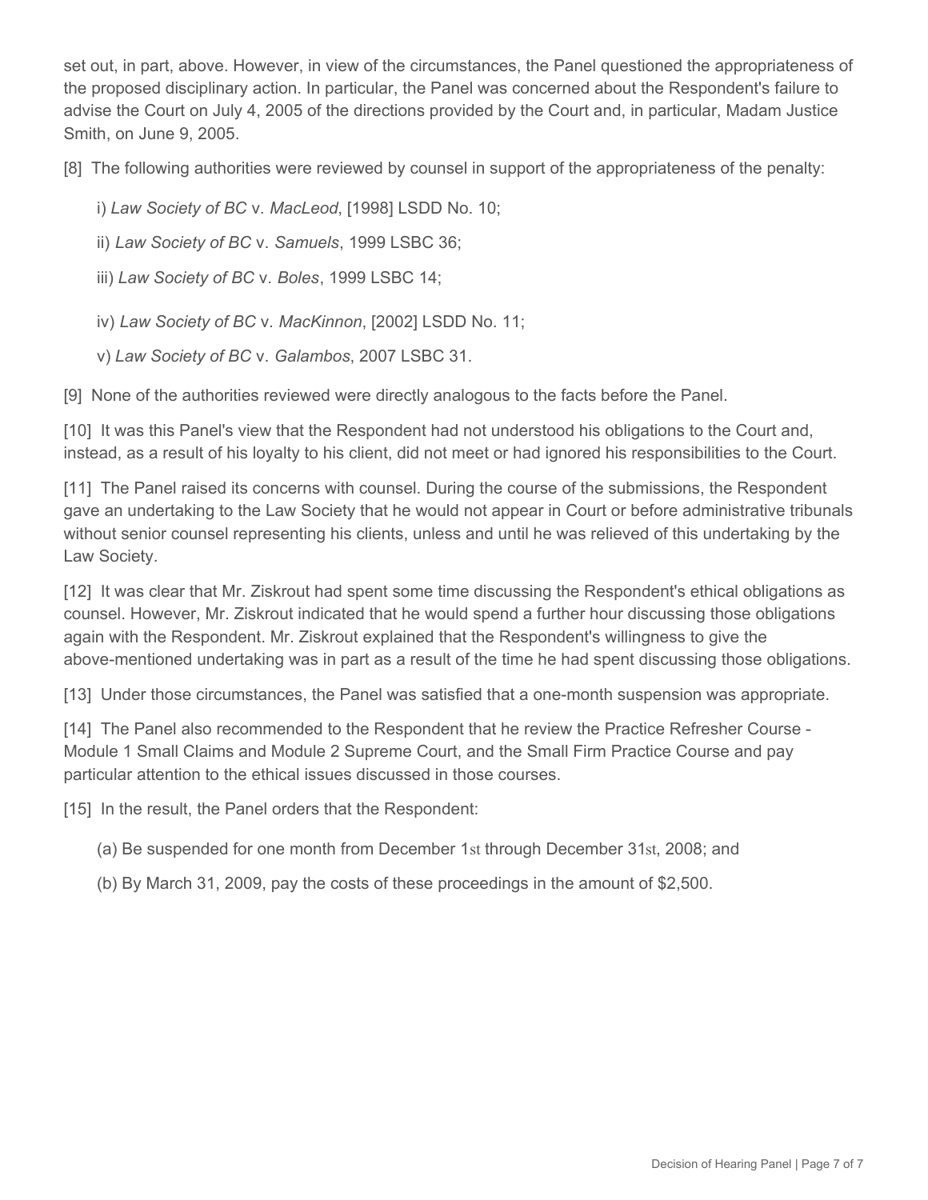set out, in part, above. However, in view of the circumstances, the Panel questioned the appropriateness of the proposed disciplinary action. In particular, the Panel was concerned about the Respondent's failure to advise the Court on July 4, 2005 of the directions provided by the Court and, in particular, Madam Justice Smith, on June 9, 2005.

[8] The following authorities were reviewed by counsel in support of the appropriateness of the penalty:

i) *Law Society of BC* v. *MacLeod*, [1998] LSDD No. 10;

ii) *Law Society of BC* v. *Samuels*, 1999 LSBC 36;

iii) *Law Society of BC* v. *Boles*, 1999 LSBC 14;

iv) *Law Society of BC* v. *MacKinnon*, [2002] LSDD No. 11;

v) *Law Society of BC* v. *Galambos*, 2007 LSBC 31.

[9] None of the authorities reviewed were directly analogous to the facts before the Panel.

[10] It was this Panel's view that the Respondent had not understood his obligations to the Court and, instead, as a result of his loyalty to his client, did not meet or had ignored his responsibilities to the Court.

[11] The Panel raised its concerns with counsel. During the course of the submissions, the Respondent gave an undertaking to the Law Society that he would not appear in Court or before administrative tribunals without senior counsel representing his clients, unless and until he was relieved of this undertaking by the Law Society.

[12] It was clear that Mr. Ziskrout had spent some time discussing the Respondent's ethical obligations as counsel. However, Mr. Ziskrout indicated that he would spend a further hour discussing those obligations again with the Respondent. Mr. Ziskrout explained that the Respondent's willingness to give the above-mentioned undertaking was in part as a result of the time he had spent discussing those obligations.

[13] Under those circumstances, the Panel was satisfied that a one-month suspension was appropriate.

[14] The Panel also recommended to the Respondent that he review the Practice Refresher Course - Module 1 Small Claims and Module 2 Supreme Court, and the Small Firm Practice Course and pay particular attention to the ethical issues discussed in those courses.

[15] In the result, the Panel orders that the Respondent:

(a) Be suspended for one month from December 1st through December 31st, 2008; and

(b) By March 31, 2009, pay the costs of these proceedings in the amount of $2,500.